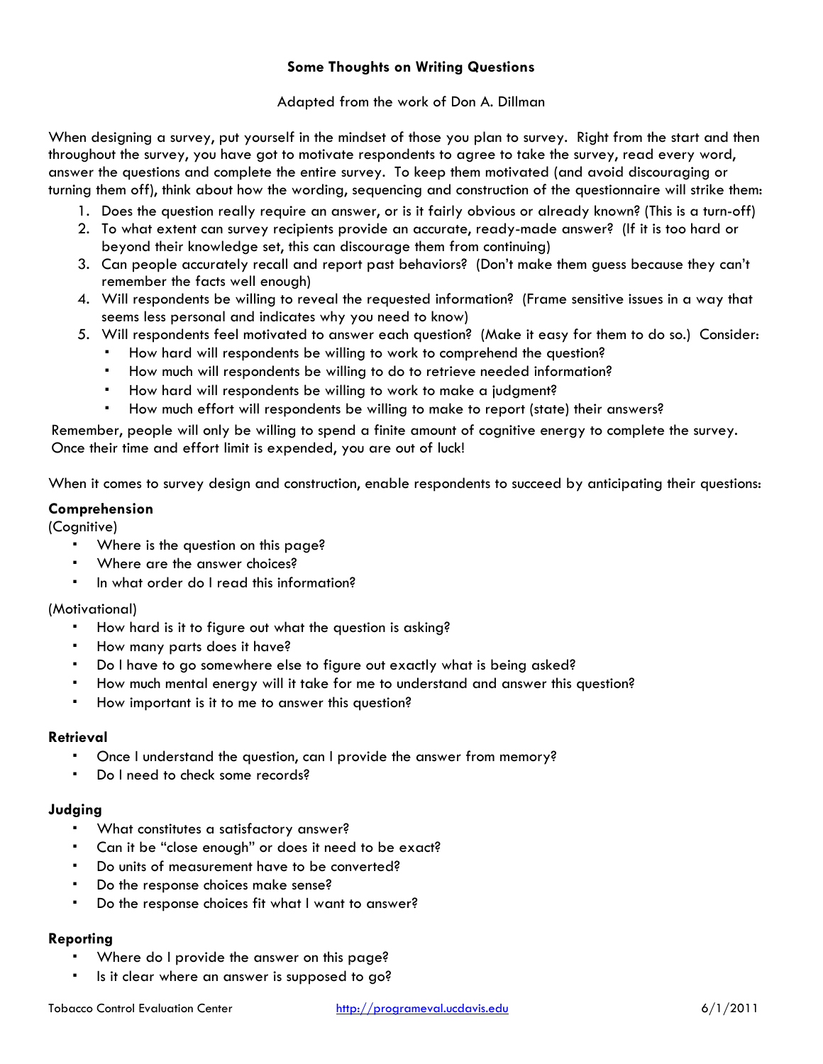# Some Thoughts on Writing Questions

Adapted from the work of Don A. Dillman

When designing a survey, put yourself in the mindset of those you plan to survey. Right from the start and then throughout the survey, you have got to motivate respondents to agree to take the survey, read every word, answer the questions and complete the entire survey. To keep them motivated (and avoid discouraging or turning them off), think about how the wording, sequencing and construction of the questionnaire will strike them:

1. Does the question really require an answer, or is it fairly obvious or already known? (This is a turn-off)
2. To what extent can survey recipients provide an accurate, ready-made answer? (If it is too hard or beyond their knowledge set, this can discourage them from continuing)
3. Can people accurately recall and report past behaviors? (Don't make them guess because they can't remember the facts well enough)
4. Will respondents be willing to reveal the requested information? (Frame sensitive issues in a way that seems less personal and indicates why you need to know)
5. Will respondents feel motivated to answer each question? (Make it easy for them to do so.) Consider:
   - How hard will respondents be willing to work to comprehend the question?
   - How much will respondents be willing to do to retrieve needed information?
   - How hard will respondents be willing to work to make a judgment?
   - How much effort will respondents be willing to make to report (state) their answers?

Remember, people will only be willing to spend a finite amount of cognitive energy to complete the survey. Once their time and effort limit is expended, you are out of luck!

When it comes to survey design and construction, enable respondents to succeed by anticipating their questions:

**Comprehension**

(Cognitive)

- Where is the question on this page?
- Where are the answer choices?
- In what order do I read this information?

(Motivational)

- How hard is it to figure out what the question is asking?
- How many parts does it have?
- Do I have to go somewhere else to figure out exactly what is being asked?
- How much mental energy will it take for me to understand and answer this question?
- How important is it to me to answer this question?

**Retrieval**

- Once I understand the question, can I provide the answer from memory?
- Do I need to check some records?

**Judging**

- What constitutes a satisfactory answer?
- Can it be "close enough" or does it need to be exact?
- Do units of measurement have to be converted?
- Do the response choices make sense?
- Do the response choices fit what I want to answer?

**Reporting**

- Where do I provide the answer on this page?
- Is it clear where an answer is supposed to go?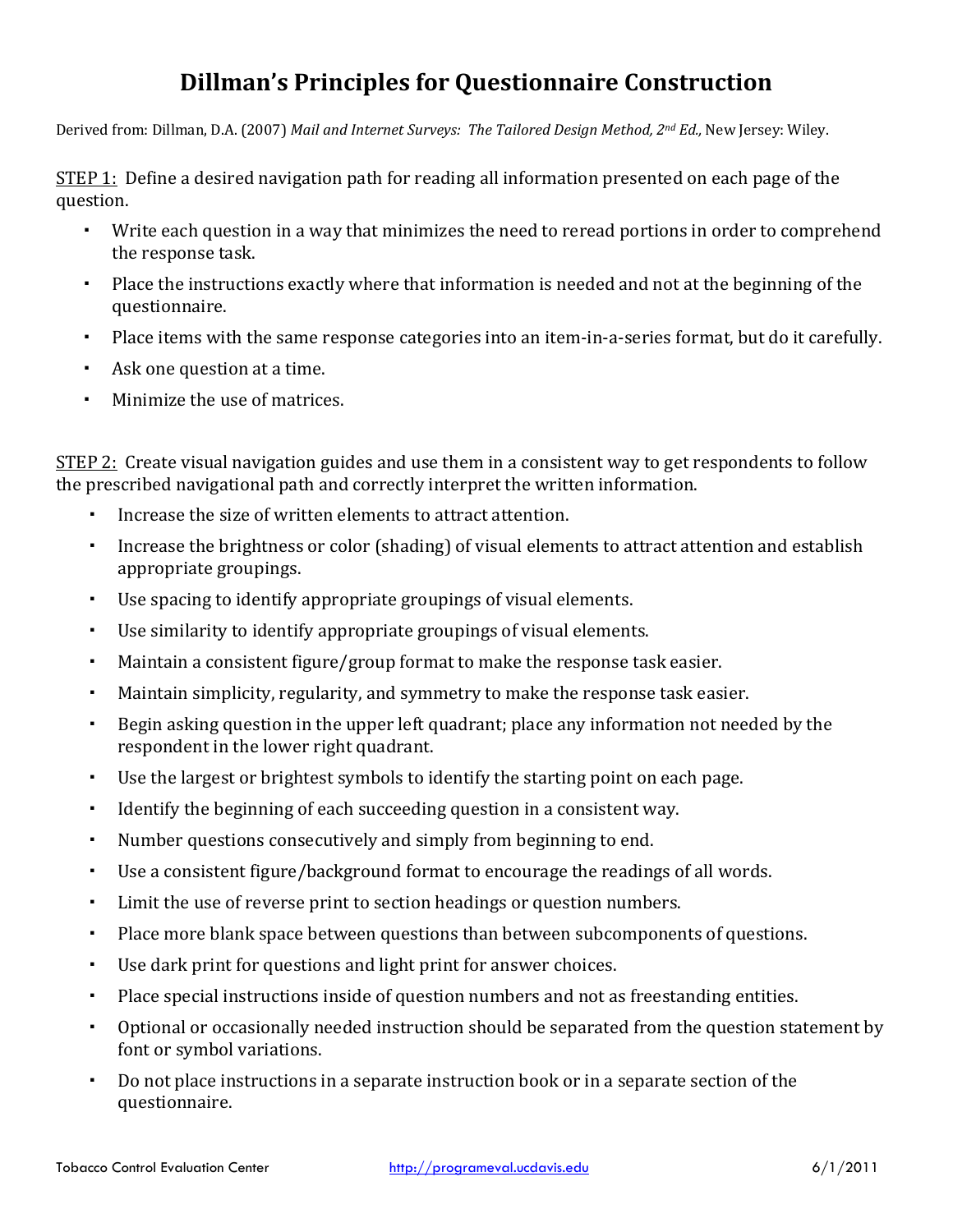# Dillman's Principles for Questionnaire Construction

Derived from: Dillman, D.A. (2007) *Mail and Internet Surveys: The Tailored Design Method, 2nd Ed.,* New Jersey: Wiley.

STEP 1: Define a desired navigation path for reading all information presented on each page of the question.

- Write each question in a way that minimizes the need to reread portions in order to comprehend the response task.
- Place the instructions exactly where that information is needed and not at the beginning of the questionnaire.
- Place items with the same response categories into an item-in-a-series format, but do it carefully.
- Ask one question at a time.
- Minimize the use of matrices.

STEP 2: Create visual navigation guides and use them in a consistent way to get respondents to follow the prescribed navigational path and correctly interpret the written information.

- Increase the size of written elements to attract attention.
- Increase the brightness or color (shading) of visual elements to attract attention and establish appropriate groupings.
- Use spacing to identify appropriate groupings of visual elements.
- Use similarity to identify appropriate groupings of visual elements.
- Maintain a consistent figure/group format to make the response task easier.
- Maintain simplicity, regularity, and symmetry to make the response task easier.
- Begin asking question in the upper left quadrant; place any information not needed by the respondent in the lower right quadrant.
- Use the largest or brightest symbols to identify the starting point on each page.
- Identify the beginning of each succeeding question in a consistent way.
- Number questions consecutively and simply from beginning to end.
- Use a consistent figure/background format to encourage the readings of all words.
- Limit the use of reverse print to section headings or question numbers.
- Place more blank space between questions than between subcomponents of questions.
- Use dark print for questions and light print for answer choices.
- Place special instructions inside of question numbers and not as freestanding entities.
- Optional or occasionally needed instruction should be separated from the question statement by font or symbol variations.
- Do not place instructions in a separate instruction book or in a separate section of the questionnaire.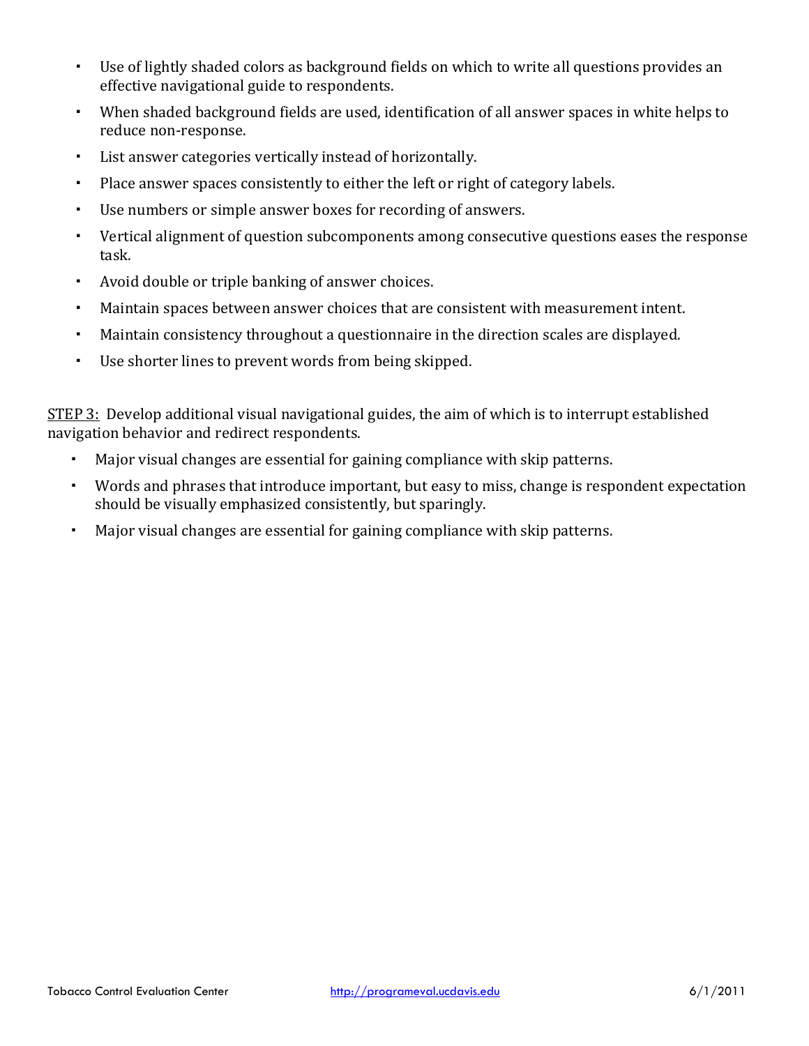- Use of lightly shaded colors as background fields on which to write all questions provides an effective navigational guide to respondents.
- When shaded background fields are used, identification of all answer spaces in white helps to reduce non-response.
- List answer categories vertically instead of horizontally.
- Place answer spaces consistently to either the left or right of category labels.
- Use numbers or simple answer boxes for recording of answers.
- Vertical alignment of question subcomponents among consecutive questions eases the response task.
- Avoid double or triple banking of answer choices.
- Maintain spaces between answer choices that are consistent with measurement intent.
- Maintain consistency throughout a questionnaire in the direction scales are displayed.
- Use shorter lines to prevent words from being skipped.

<u>STEP 3:</u> Develop additional visual navigational guides, the aim of which is to interrupt established navigation behavior and redirect respondents.

- Major visual changes are essential for gaining compliance with skip patterns.
- Words and phrases that introduce important, but easy to miss, change is respondent expectation should be visually emphasized consistently, but sparingly.
- Major visual changes are essential for gaining compliance with skip patterns.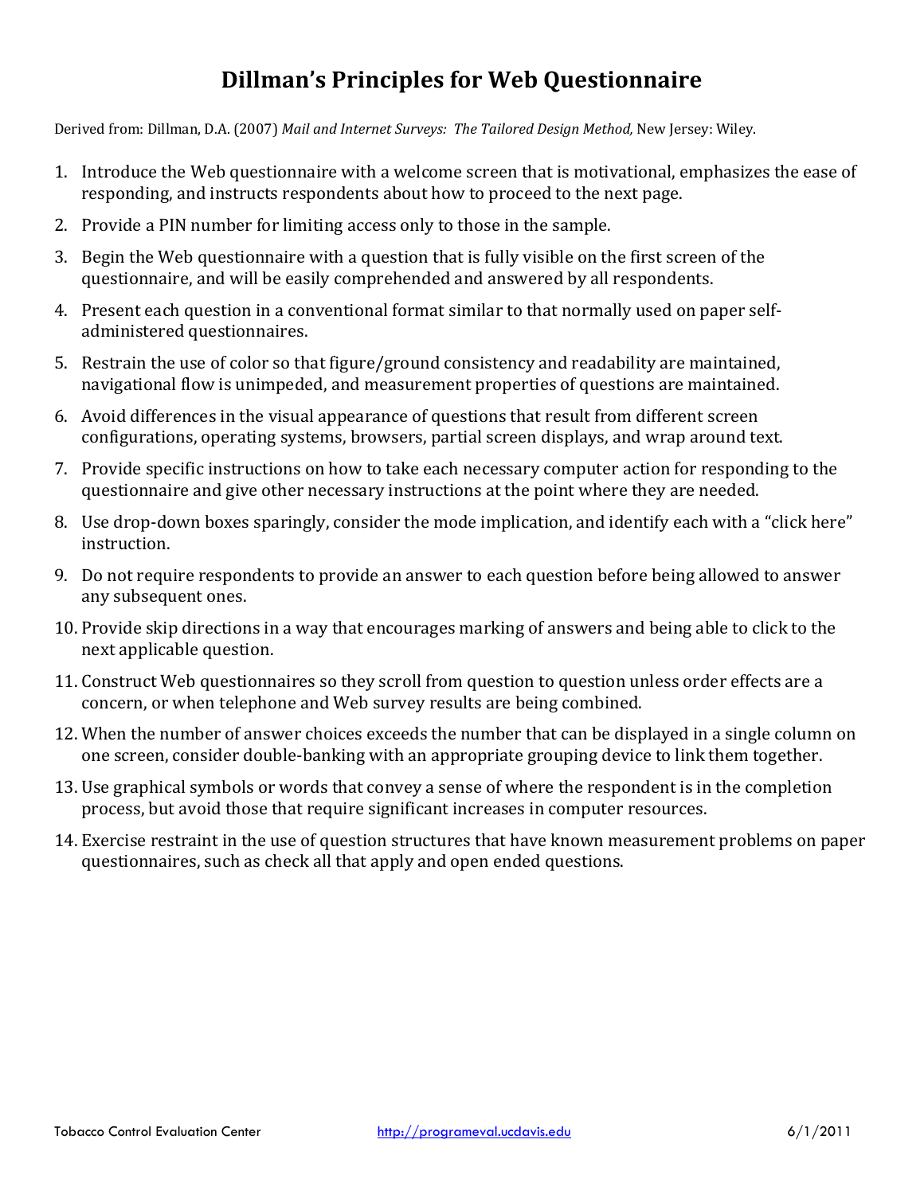# Dillman's Principles for Web Questionnaire

Derived from: Dillman, D.A. (2007) *Mail and Internet Surveys: The Tailored Design Method,* New Jersey: Wiley.

1. Introduce the Web questionnaire with a welcome screen that is motivational, emphasizes the ease of responding, and instructs respondents about how to proceed to the next page.
2. Provide a PIN number for limiting access only to those in the sample.
3. Begin the Web questionnaire with a question that is fully visible on the first screen of the questionnaire, and will be easily comprehended and answered by all respondents.
4. Present each question in a conventional format similar to that normally used on paper self-administered questionnaires.
5. Restrain the use of color so that figure/ground consistency and readability are maintained, navigational flow is unimpeded, and measurement properties of questions are maintained.
6. Avoid differences in the visual appearance of questions that result from different screen configurations, operating systems, browsers, partial screen displays, and wrap around text.
7. Provide specific instructions on how to take each necessary computer action for responding to the questionnaire and give other necessary instructions at the point where they are needed.
8. Use drop-down boxes sparingly, consider the mode implication, and identify each with a "click here" instruction.
9. Do not require respondents to provide an answer to each question before being allowed to answer any subsequent ones.
10. Provide skip directions in a way that encourages marking of answers and being able to click to the next applicable question.
11. Construct Web questionnaires so they scroll from question to question unless order effects are a concern, or when telephone and Web survey results are being combined.
12. When the number of answer choices exceeds the number that can be displayed in a single column on one screen, consider double-banking with an appropriate grouping device to link them together.
13. Use graphical symbols or words that convey a sense of where the respondent is in the completion process, but avoid those that require significant increases in computer resources.
14. Exercise restraint in the use of question structures that have known measurement problems on paper questionnaires, such as check all that apply and open ended questions.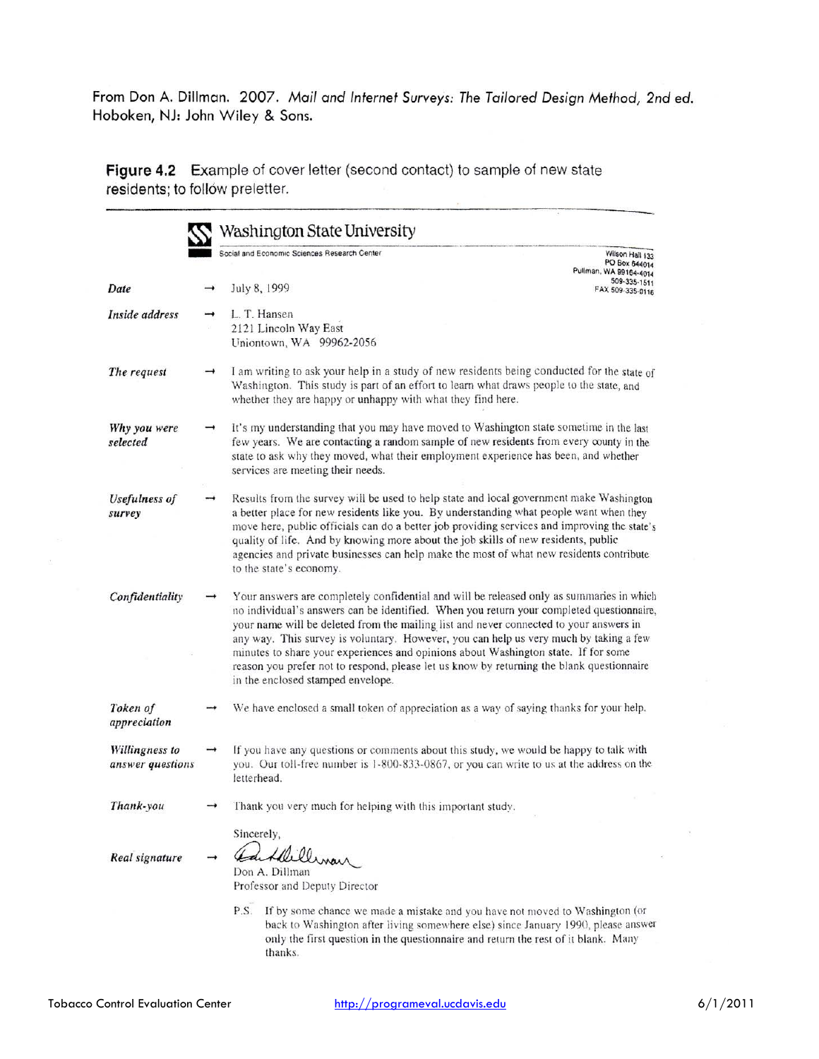From Don A. Dillman. 2007. *Mail and Internet Surveys: The Tailored Design Method, 2nd ed.* Hoboken, NJ: John Wiley & Sons.

**Figure 4.2** Example of cover letter (second contact) to sample of new state residents; to follow preletter.

---

**Washington State University**

Social and Economic Sciences Research Center

Wilson Hall 133
PO Box 644014
Pullman, WA 99164-4014
509-335-1511
FAX 509-335-0116

*Date* → July 8, 1999

*Inside address* → L. T. Hansen
2121 Lincoln Way East
Uniontown, WA 99962-2056

*The request* → I am writing to ask your help in a study of new residents being conducted for the state of Washington. This study is part of an effort to learn what draws people to the state, and whether they are happy or unhappy with what they find here.

*Why you were selected* → It's my understanding that you may have moved to Washington state sometime in the last few years. We are contacting a random sample of new residents from every county in the state to ask why they moved, what their employment experience has been, and whether services are meeting their needs.

*Usefulness of survey* → Results from the survey will be used to help state and local government make Washington a better place for new residents like you. By understanding what people want when they move here, public officials can do a better job providing services and improving the state's quality of life. And by knowing more about the job skills of new residents, public agencies and private businesses can help make the most of what new residents contribute to the state's economy.

*Confidentiality* → Your answers are completely confidential and will be released only as summaries in which no individual's answers can be identified. When you return your completed questionnaire, your name will be deleted from the mailing list and never connected to your answers in any way. This survey is voluntary. However, you can help us very much by taking a few minutes to share your experiences and opinions about Washington state. If for some reason you prefer not to respond, please let us know by returning the blank questionnaire in the enclosed stamped envelope.

*Token of appreciation* → We have enclosed a small token of appreciation as a way of saying thanks for your help.

*Willingness to answer questions* → If you have any questions or comments about this study, we would be happy to talk with you. Our toll-free number is 1-800-833-0867, or you can write to us at the address on the letterhead.

*Thank-you* → Thank you very much for helping with this important study.

Sincerely,

*Real signature* → [signature]
Don A. Dillman
Professor and Deputy Director

P.S. If by some chance we made a mistake and you have not moved to Washington (or back to Washington after living somewhere else) since January 1990, please answer only the first question in the questionnaire and return the rest of it blank. Many thanks.

Tobacco Control Evaluation Center http://programeval.ucdavis.edu 6/1/2011